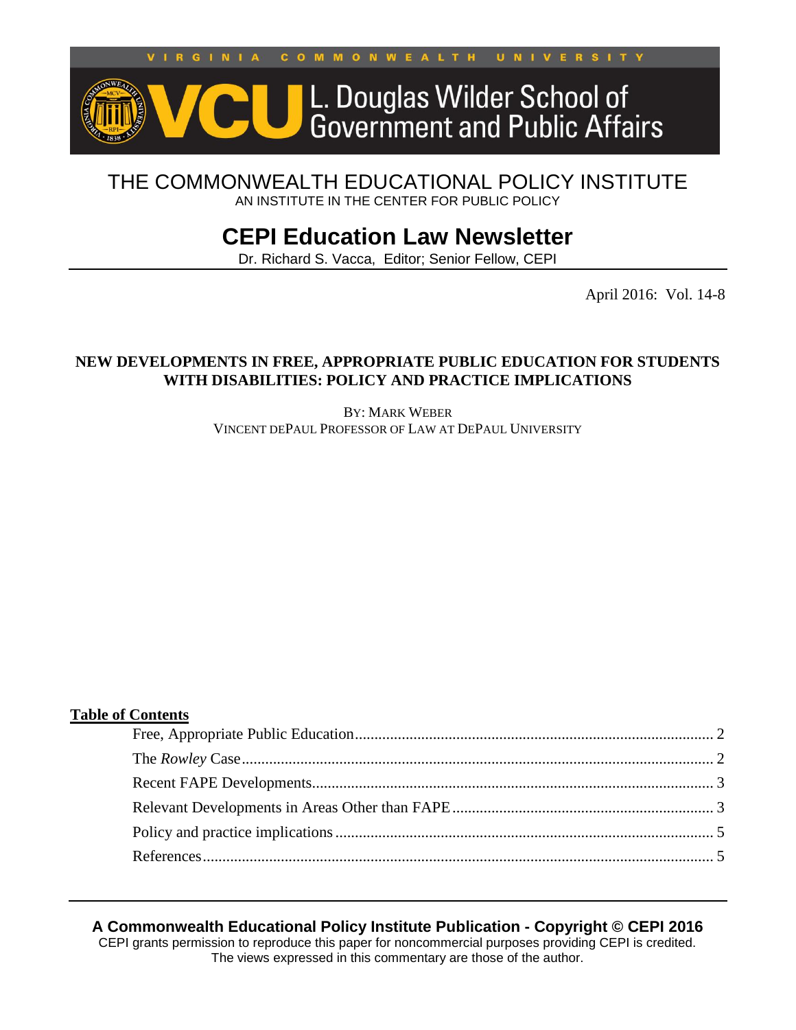VIRGINIA COMMONWEALTH UNIVERSITY

VCU L. Douglas Wilder School of Government and Public Affairs

THE COMMONWEALTH EDUCATIONAL POLICY INSTITUTE

AN INSTITUTE IN THE CENTER FOR PUBLIC POLICY

# CEPI Education Law Newsletter

Dr. Richard S. Vacca, Editor; Senior Fellow, CEPI

April 2016: Vol. 14-8

## NEW DEVELOPMENTS IN FREE, APPROPRIATE PUBLIC EDUCATION FOR STUDENTS WITH DISABILITIES: POLICY AND PRACTICE IMPLICATIONS

BY: MARK WEBER

VINCENT DEPAUL PROFESSOR OF LAW AT DEPAUL UNIVERSITY

**Table of Contents**

- Free, Appropriate Public Education .......... 2
- The *Rowley* Case .......... 2
- Recent FAPE Developments .......... 3
- Relevant Developments in Areas Other than FAPE .......... 3
- Policy and practice implications .......... 5
- References .......... 5

**A Commonwealth Educational Policy Institute Publication - Copyright © CEPI 2016**

CEPI grants permission to reproduce this paper for noncommercial purposes providing CEPI is credited.
The views expressed in this commentary are those of the author.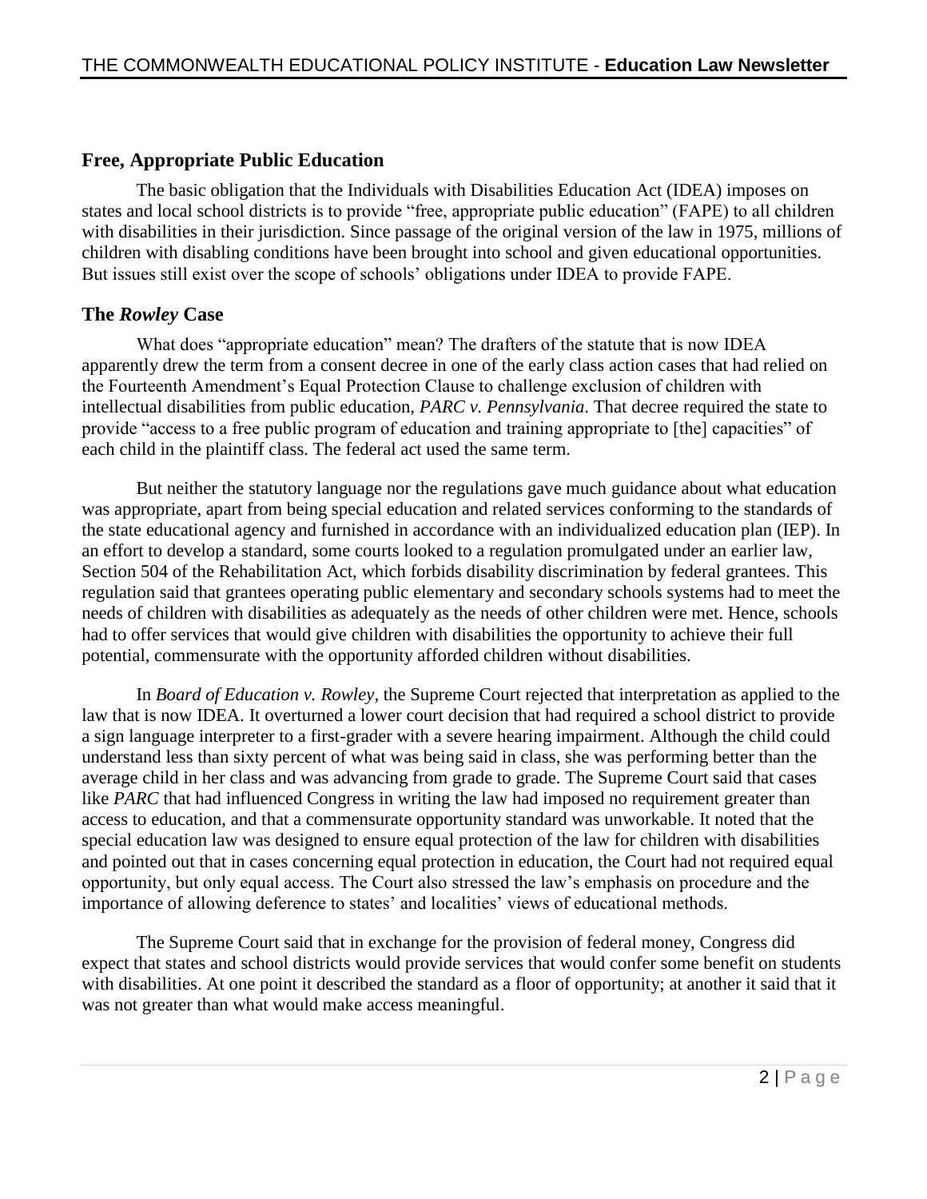## Free, Appropriate Public Education

The basic obligation that the Individuals with Disabilities Education Act (IDEA) imposes on states and local school districts is to provide "free, appropriate public education" (FAPE) to all children with disabilities in their jurisdiction. Since passage of the original version of the law in 1975, millions of children with disabling conditions have been brought into school and given educational opportunities. But issues still exist over the scope of schools' obligations under IDEA to provide FAPE.

## The *Rowley* Case

What does "appropriate education" mean? The drafters of the statute that is now IDEA apparently drew the term from a consent decree in one of the early class action cases that had relied on the Fourteenth Amendment's Equal Protection Clause to challenge exclusion of children with intellectual disabilities from public education, *PARC v. Pennsylvania*. That decree required the state to provide "access to a free public program of education and training appropriate to [the] capacities" of each child in the plaintiff class. The federal act used the same term.

But neither the statutory language nor the regulations gave much guidance about what education was appropriate, apart from being special education and related services conforming to the standards of the state educational agency and furnished in accordance with an individualized education plan (IEP). In an effort to develop a standard, some courts looked to a regulation promulgated under an earlier law, Section 504 of the Rehabilitation Act, which forbids disability discrimination by federal grantees. This regulation said that grantees operating public elementary and secondary schools systems had to meet the needs of children with disabilities as adequately as the needs of other children were met. Hence, schools had to offer services that would give children with disabilities the opportunity to achieve their full potential, commensurate with the opportunity afforded children without disabilities.

In *Board of Education v. Rowley*, the Supreme Court rejected that interpretation as applied to the law that is now IDEA. It overturned a lower court decision that had required a school district to provide a sign language interpreter to a first-grader with a severe hearing impairment. Although the child could understand less than sixty percent of what was being said in class, she was performing better than the average child in her class and was advancing from grade to grade. The Supreme Court said that cases like *PARC* that had influenced Congress in writing the law had imposed no requirement greater than access to education, and that a commensurate opportunity standard was unworkable. It noted that the special education law was designed to ensure equal protection of the law for children with disabilities and pointed out that in cases concerning equal protection in education, the Court had not required equal opportunity, but only equal access. The Court also stressed the law's emphasis on procedure and the importance of allowing deference to states' and localities' views of educational methods.

The Supreme Court said that in exchange for the provision of federal money, Congress did expect that states and school districts would provide services that would confer some benefit on students with disabilities. At one point it described the standard as a floor of opportunity; at another it said that it was not greater than what would make access meaningful.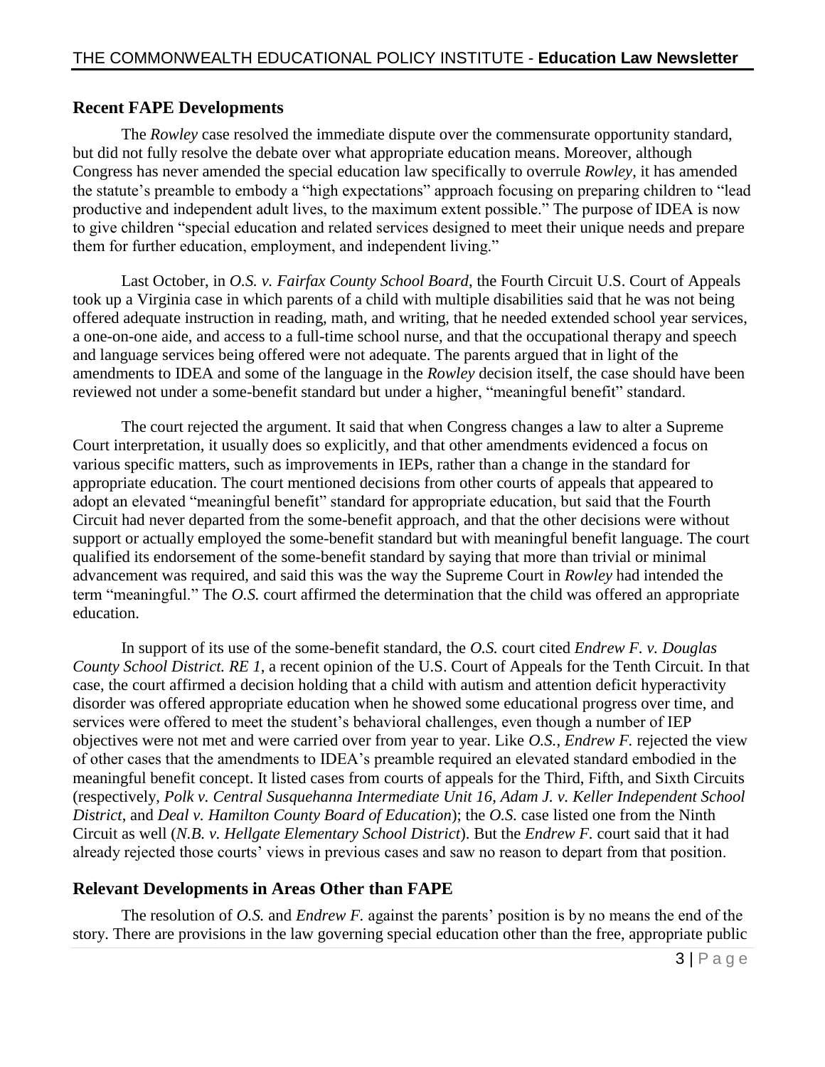## Recent FAPE Developments

The *Rowley* case resolved the immediate dispute over the commensurate opportunity standard, but did not fully resolve the debate over what appropriate education means. Moreover, although Congress has never amended the special education law specifically to overrule *Rowley*, it has amended the statute's preamble to embody a "high expectations" approach focusing on preparing children to "lead productive and independent adult lives, to the maximum extent possible." The purpose of IDEA is now to give children "special education and related services designed to meet their unique needs and prepare them for further education, employment, and independent living."

Last October, in *O.S. v. Fairfax County School Board*, the Fourth Circuit U.S. Court of Appeals took up a Virginia case in which parents of a child with multiple disabilities said that he was not being offered adequate instruction in reading, math, and writing, that he needed extended school year services, a one-on-one aide, and access to a full-time school nurse, and that the occupational therapy and speech and language services being offered were not adequate. The parents argued that in light of the amendments to IDEA and some of the language in the *Rowley* decision itself, the case should have been reviewed not under a some-benefit standard but under a higher, "meaningful benefit" standard.

The court rejected the argument. It said that when Congress changes a law to alter a Supreme Court interpretation, it usually does so explicitly, and that other amendments evidenced a focus on various specific matters, such as improvements in IEPs, rather than a change in the standard for appropriate education. The court mentioned decisions from other courts of appeals that appeared to adopt an elevated "meaningful benefit" standard for appropriate education, but said that the Fourth Circuit had never departed from the some-benefit approach, and that the other decisions were without support or actually employed the some-benefit standard but with meaningful benefit language. The court qualified its endorsement of the some-benefit standard by saying that more than trivial or minimal advancement was required, and said this was the way the Supreme Court in *Rowley* had intended the term "meaningful." The *O.S.* court affirmed the determination that the child was offered an appropriate education.

In support of its use of the some-benefit standard, the *O.S.* court cited *Endrew F. v. Douglas County School District. RE 1*, a recent opinion of the U.S. Court of Appeals for the Tenth Circuit. In that case, the court affirmed a decision holding that a child with autism and attention deficit hyperactivity disorder was offered appropriate education when he showed some educational progress over time, and services were offered to meet the student's behavioral challenges, even though a number of IEP objectives were not met and were carried over from year to year. Like *O.S.*, *Endrew F.* rejected the view of other cases that the amendments to IDEA's preamble required an elevated standard embodied in the meaningful benefit concept. It listed cases from courts of appeals for the Third, Fifth, and Sixth Circuits (respectively, *Polk v. Central Susquehanna Intermediate Unit 16*, *Adam J. v. Keller Independent School District*, and *Deal v. Hamilton County Board of Education*); the *O.S.* case listed one from the Ninth Circuit as well (*N.B. v. Hellgate Elementary School District*). But the *Endrew F.* court said that it had already rejected those courts' views in previous cases and saw no reason to depart from that position.

## Relevant Developments in Areas Other than FAPE

The resolution of *O.S.* and *Endrew F.* against the parents' position is by no means the end of the story. There are provisions in the law governing special education other than the free, appropriate public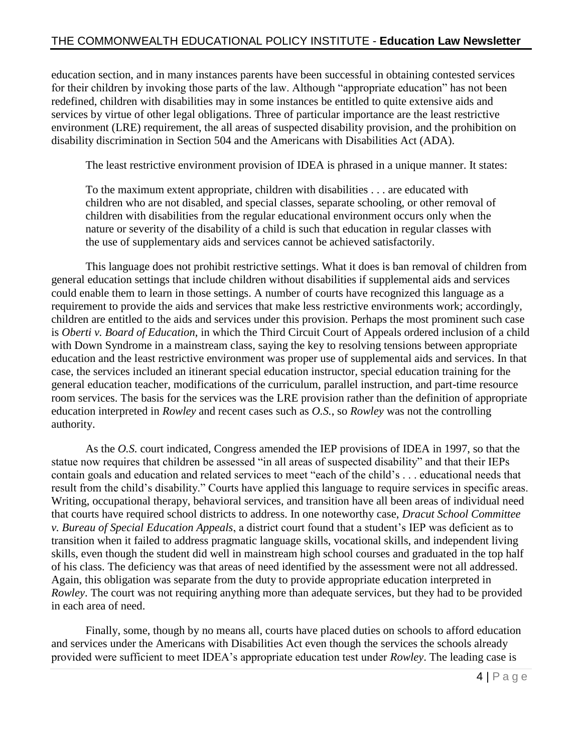education section, and in many instances parents have been successful in obtaining contested services for their children by invoking those parts of the law. Although "appropriate education" has not been redefined, children with disabilities may in some instances be entitled to quite extensive aids and services by virtue of other legal obligations. Three of particular importance are the least restrictive environment (LRE) requirement, the all areas of suspected disability provision, and the prohibition on disability discrimination in Section 504 and the Americans with Disabilities Act (ADA).

The least restrictive environment provision of IDEA is phrased in a unique manner. It states:

> To the maximum extent appropriate, children with disabilities . . . are educated with children who are not disabled, and special classes, separate schooling, or other removal of children with disabilities from the regular educational environment occurs only when the nature or severity of the disability of a child is such that education in regular classes with the use of supplementary aids and services cannot be achieved satisfactorily.

This language does not prohibit restrictive settings. What it does is ban removal of children from general education settings that include children without disabilities if supplemental aids and services could enable them to learn in those settings. A number of courts have recognized this language as a requirement to provide the aids and services that make less restrictive environments work; accordingly, children are entitled to the aids and services under this provision. Perhaps the most prominent such case is *Oberti v. Board of Education*, in which the Third Circuit Court of Appeals ordered inclusion of a child with Down Syndrome in a mainstream class, saying the key to resolving tensions between appropriate education and the least restrictive environment was proper use of supplemental aids and services. In that case, the services included an itinerant special education instructor, special education training for the general education teacher, modifications of the curriculum, parallel instruction, and part-time resource room services. The basis for the services was the LRE provision rather than the definition of appropriate education interpreted in *Rowley* and recent cases such as *O.S.*, so *Rowley* was not the controlling authority.

As the *O.S.* court indicated, Congress amended the IEP provisions of IDEA in 1997, so that the statue now requires that children be assessed "in all areas of suspected disability" and that their IEPs contain goals and education and related services to meet "each of the child's . . . educational needs that result from the child's disability." Courts have applied this language to require services in specific areas. Writing, occupational therapy, behavioral services, and transition have all been areas of individual need that courts have required school districts to address. In one noteworthy case, *Dracut School Committee v. Bureau of Special Education Appeals*, a district court found that a student's IEP was deficient as to transition when it failed to address pragmatic language skills, vocational skills, and independent living skills, even though the student did well in mainstream high school courses and graduated in the top half of his class. The deficiency was that areas of need identified by the assessment were not all addressed. Again, this obligation was separate from the duty to provide appropriate education interpreted in *Rowley*. The court was not requiring anything more than adequate services, but they had to be provided in each area of need.

Finally, some, though by no means all, courts have placed duties on schools to afford education and services under the Americans with Disabilities Act even though the services the schools already provided were sufficient to meet IDEA's appropriate education test under *Rowley*. The leading case is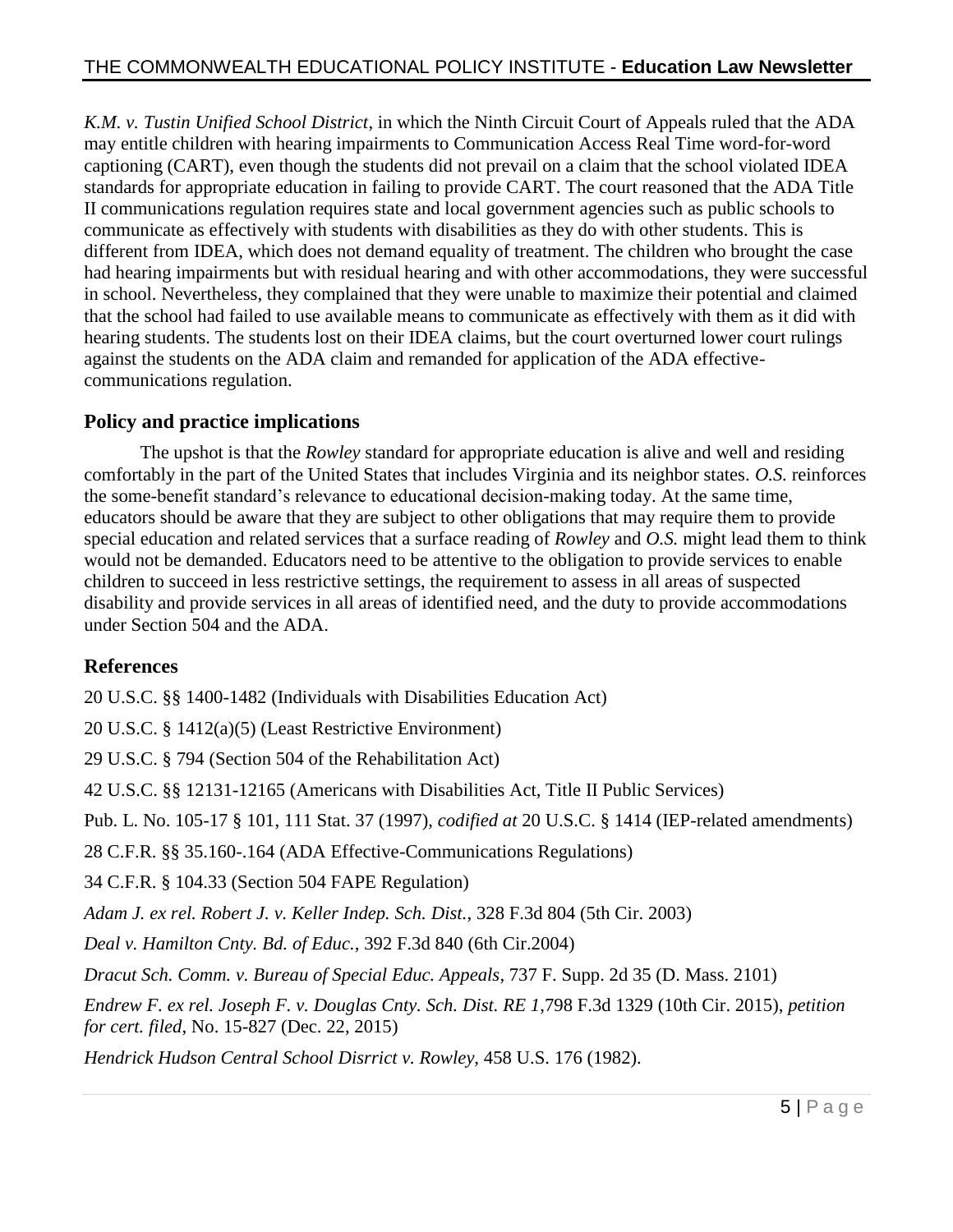*K.M. v. Tustin Unified School District*, in which the Ninth Circuit Court of Appeals ruled that the ADA may entitle children with hearing impairments to Communication Access Real Time word-for-word captioning (CART), even though the students did not prevail on a claim that the school violated IDEA standards for appropriate education in failing to provide CART. The court reasoned that the ADA Title II communications regulation requires state and local government agencies such as public schools to communicate as effectively with students with disabilities as they do with other students. This is different from IDEA, which does not demand equality of treatment. The children who brought the case had hearing impairments but with residual hearing and with other accommodations, they were successful in school. Nevertheless, they complained that they were unable to maximize their potential and claimed that the school had failed to use available means to communicate as effectively with them as it did with hearing students. The students lost on their IDEA claims, but the court overturned lower court rulings against the students on the ADA claim and remanded for application of the ADA effective-communications regulation.

## Policy and practice implications

The upshot is that the *Rowley* standard for appropriate education is alive and well and residing comfortably in the part of the United States that includes Virginia and its neighbor states. *O.S.* reinforces the some-benefit standard's relevance to educational decision-making today. At the same time, educators should be aware that they are subject to other obligations that may require them to provide special education and related services that a surface reading of *Rowley* and *O.S.* might lead them to think would not be demanded. Educators need to be attentive to the obligation to provide services to enable children to succeed in less restrictive settings, the requirement to assess in all areas of suspected disability and provide services in all areas of identified need, and the duty to provide accommodations under Section 504 and the ADA.

## References

20 U.S.C. §§ 1400-1482 (Individuals with Disabilities Education Act)

20 U.S.C. § 1412(a)(5) (Least Restrictive Environment)

29 U.S.C. § 794 (Section 504 of the Rehabilitation Act)

42 U.S.C. §§ 12131-12165 (Americans with Disabilities Act, Title II Public Services)

Pub. L. No. 105-17 § 101, 111 Stat. 37 (1997), *codified at* 20 U.S.C. § 1414 (IEP-related amendments)

28 C.F.R. §§ 35.160-.164 (ADA Effective-Communications Regulations)

34 C.F.R. § 104.33 (Section 504 FAPE Regulation)

*Adam J. ex rel. Robert J. v. Keller Indep. Sch. Dist.*, 328 F.3d 804 (5th Cir. 2003)

*Deal v. Hamilton Cnty. Bd. of Educ.*, 392 F.3d 840 (6th Cir.2004)

*Dracut Sch. Comm. v. Bureau of Special Educ. Appeals*, 737 F. Supp. 2d 35 (D. Mass. 2101)

*Endrew F. ex rel. Joseph F. v. Douglas Cnty. Sch. Dist. RE 1*,798 F.3d 1329 (10th Cir. 2015), *petition for cert. filed*, No. 15-827 (Dec. 22, 2015)

*Hendrick Hudson Central School Disrrict v. Rowley*, 458 U.S. 176 (1982).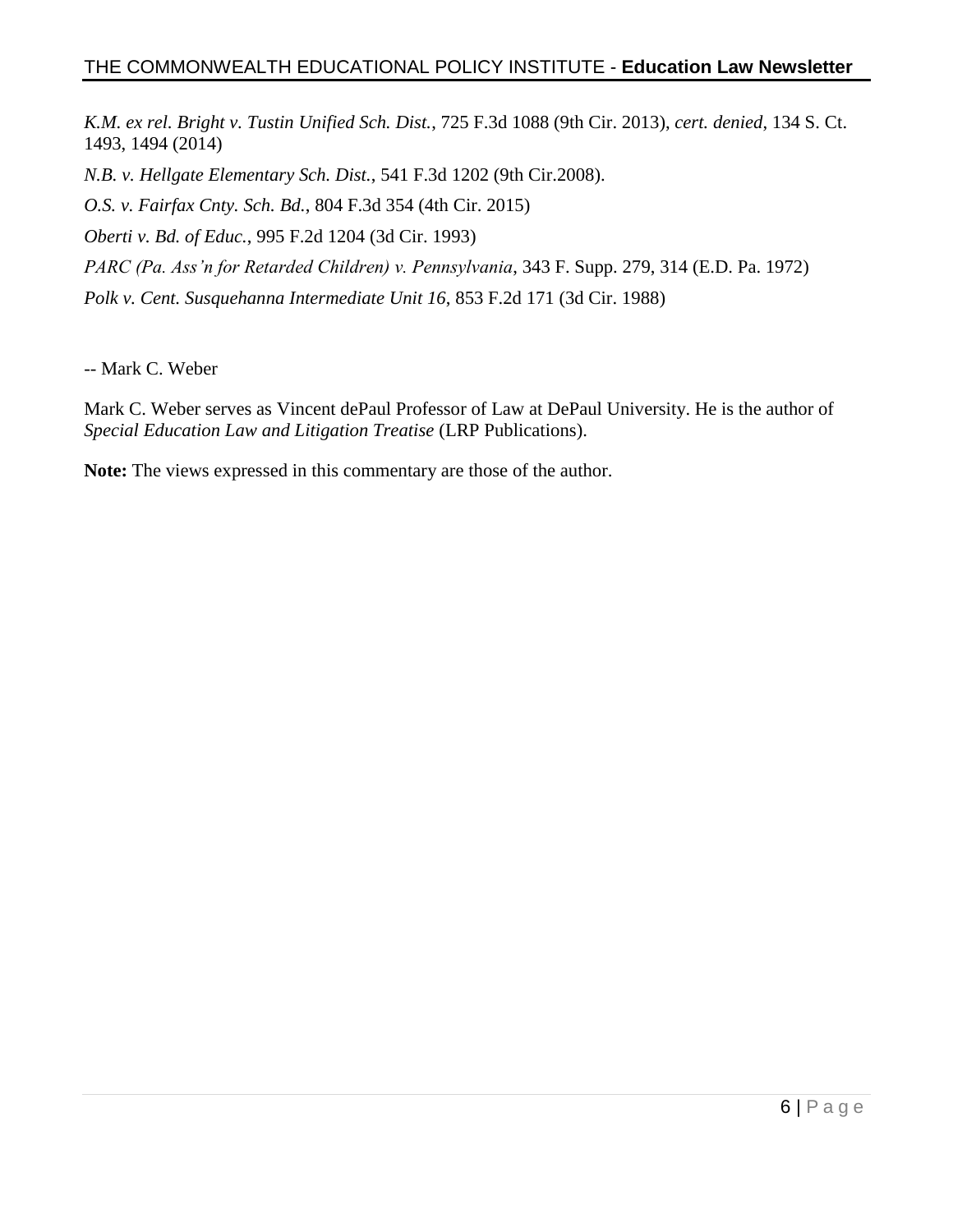*K.M. ex rel. Bright v. Tustin Unified Sch. Dist.*, 725 F.3d 1088 (9th Cir. 2013), *cert. denied*, 134 S. Ct. 1493, 1494 (2014)

*N.B. v. Hellgate Elementary Sch. Dist.*, 541 F.3d 1202 (9th Cir.2008).

*O.S. v. Fairfax Cnty. Sch. Bd.*, 804 F.3d 354 (4th Cir. 2015)

*Oberti v. Bd. of Educ.*, 995 F.2d 1204 (3d Cir. 1993)

*PARC (Pa. Ass'n for Retarded Children) v. Pennsylvania*, 343 F. Supp. 279, 314 (E.D. Pa. 1972)

*Polk v. Cent. Susquehanna Intermediate Unit 16*, 853 F.2d 171 (3d Cir. 1988)

-- Mark C. Weber

Mark C. Weber serves as Vincent dePaul Professor of Law at DePaul University. He is the author of *Special Education Law and Litigation Treatise* (LRP Publications).

**Note:** The views expressed in this commentary are those of the author.